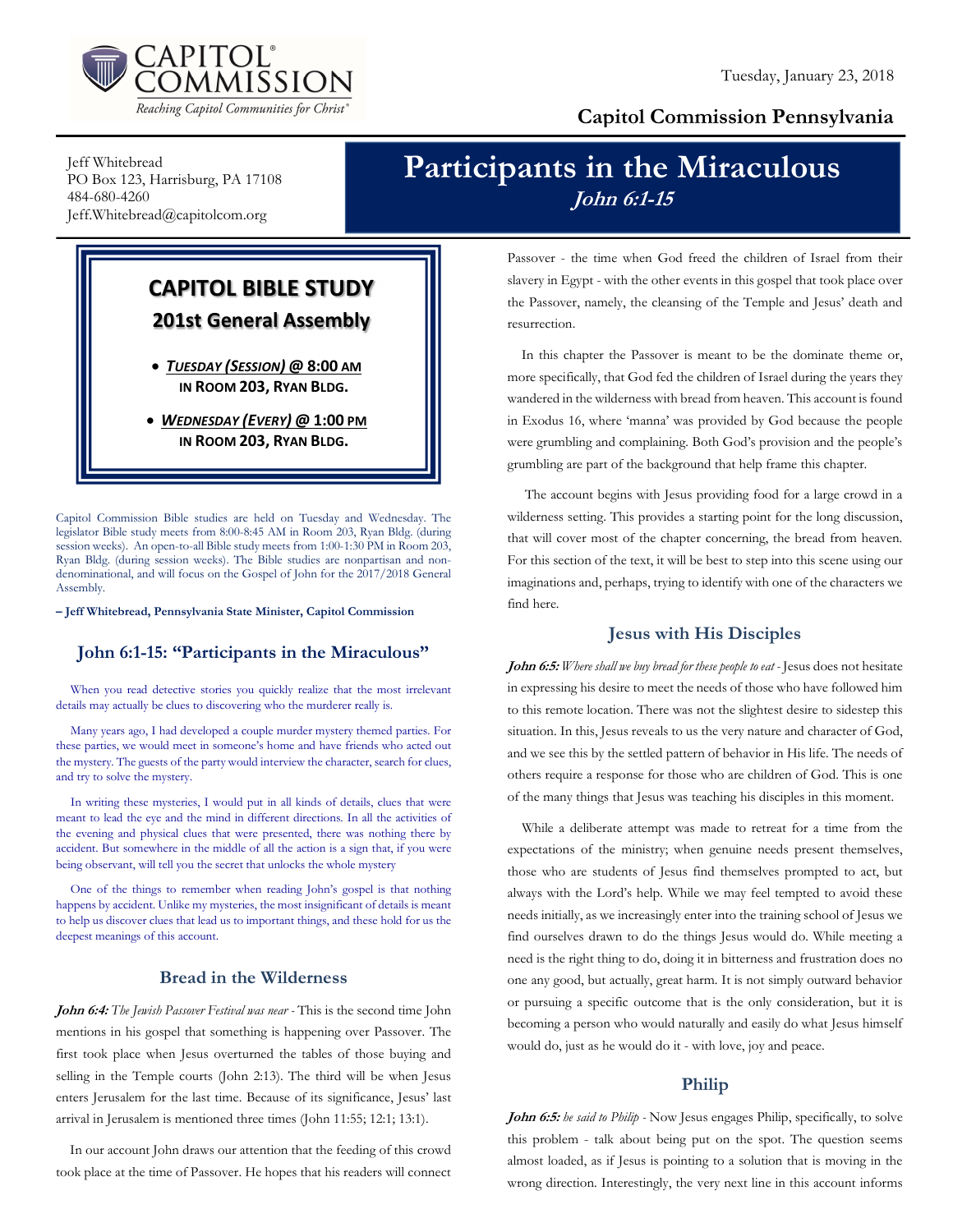Capitol Commission — Reaching Capitol Communities for Christ®

Tuesday, January 23, 2018

**Capitol Commission Pennsylvania**

Jeff Whitebread
PO Box 123, Harrisburg, PA 17108
484-680-4260
Jeff.Whitebread@capitolcom.org

# Participants in the Miraculous

***John 6:1-15***

## CAPITOL BIBLE STUDY

### 201st General Assembly

- ***TUESDAY (SESSION)*** **@ 8:00 AM IN ROOM 203, RYAN BLDG.**
- ***WEDNESDAY (EVERY)*** **@ 1:00 PM IN ROOM 203, RYAN BLDG.**

Capitol Commission Bible studies are held on Tuesday and Wednesday. The legislator Bible study meets from 8:00-8:45 AM in Room 203, Ryan Bldg. (during session weeks). An open-to-all Bible study meets from 1:00-1:30 PM in Room 203, Ryan Bldg. (during session weeks). The Bible studies are nonpartisan and non-denominational, and will focus on the Gospel of John for the 2017/2018 General Assembly.

**– Jeff Whitebread, Pennsylvania State Minister, Capitol Commission**

## John 6:1-15: "Participants in the Miraculous"

When you read detective stories you quickly realize that the most irrelevant details may actually be clues to discovering who the murderer really is.

Many years ago, I had developed a couple murder mystery themed parties. For these parties, we would meet in someone's home and have friends who acted out the mystery. The guests of the party would interview the character, search for clues, and try to solve the mystery.

In writing these mysteries, I would put in all kinds of details, clues that were meant to lead the eye and the mind in different directions. In all the activities of the evening and physical clues that were presented, there was nothing there by accident. But somewhere in the middle of all the action is a sign that, if you were being observant, will tell you the secret that unlocks the whole mystery

One of the things to remember when reading John's gospel is that nothing happens by accident. Unlike my mysteries, the most insignificant of details is meant to help us discover clues that lead us to important things, and these hold for us the deepest meanings of this account.

### Bread in the Wilderness

***John 6:4:*** *The Jewish Passover Festival was near* - This is the second time John mentions in his gospel that something is happening over Passover. The first took place when Jesus overturned the tables of those buying and selling in the Temple courts (John 2:13). The third will be when Jesus enters Jerusalem for the last time. Because of its significance, Jesus' last arrival in Jerusalem is mentioned three times (John 11:55; 12:1; 13:1).

In our account John draws our attention that the feeding of this crowd took place at the time of Passover. He hopes that his readers will connect Passover - the time when God freed the children of Israel from their slavery in Egypt - with the other events in this gospel that took place over the Passover, namely, the cleansing of the Temple and Jesus' death and resurrection.

In this chapter the Passover is meant to be the dominate theme or, more specifically, that God fed the children of Israel during the years they wandered in the wilderness with bread from heaven. This account is found in Exodus 16, where 'manna' was provided by God because the people were grumbling and complaining. Both God's provision and the people's grumbling are part of the background that help frame this chapter.

The account begins with Jesus providing food for a large crowd in a wilderness setting. This provides a starting point for the long discussion, that will cover most of the chapter concerning, the bread from heaven. For this section of the text, it will be best to step into this scene using our imaginations and, perhaps, trying to identify with one of the characters we find here.

### Jesus with His Disciples

***John 6:5:*** *Where shall we buy bread for these people to eat* - Jesus does not hesitate in expressing his desire to meet the needs of those who have followed him to this remote location. There was not the slightest desire to sidestep this situation. In this, Jesus reveals to us the very nature and character of God, and we see this by the settled pattern of behavior in His life. The needs of others require a response for those who are children of God. This is one of the many things that Jesus was teaching his disciples in this moment.

While a deliberate attempt was made to retreat for a time from the expectations of the ministry; when genuine needs present themselves, those who are students of Jesus find themselves prompted to act, but always with the Lord's help. While we may feel tempted to avoid these needs initially, as we increasingly enter into the training school of Jesus we find ourselves drawn to do the things Jesus would do. While meeting a need is the right thing to do, doing it in bitterness and frustration does no one any good, but actually, great harm. It is not simply outward behavior or pursuing a specific outcome that is the only consideration, but it is becoming a person who would naturally and easily do what Jesus himself would do, just as he would do it - with love, joy and peace.

### Philip

***John 6:5:*** *he said to Philip* - Now Jesus engages Philip, specifically, to solve this problem - talk about being put on the spot. The question seems almost loaded, as if Jesus is pointing to a solution that is moving in the wrong direction. Interestingly, the very next line in this account informs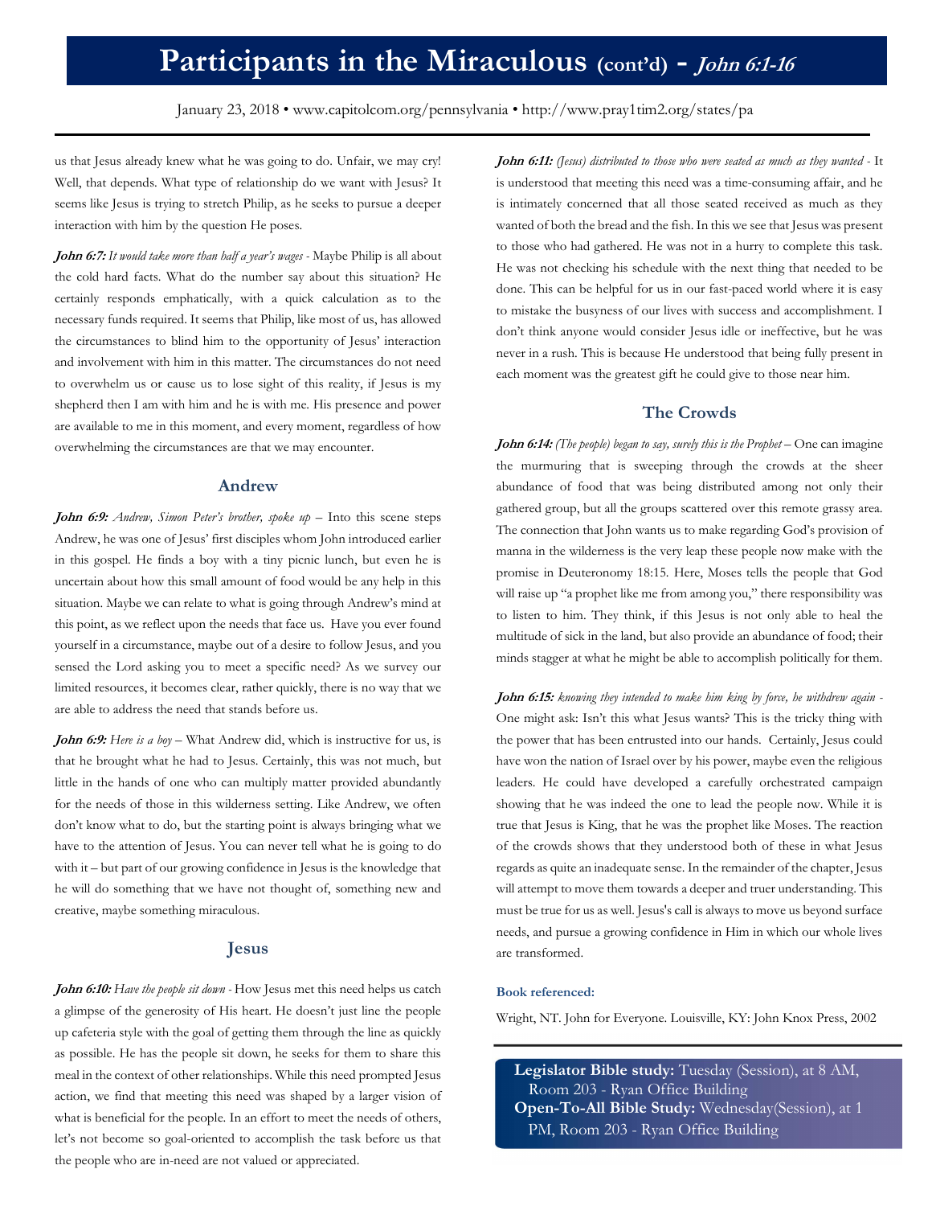# Participants in the Miraculous (cont'd) - *John 6:1-16*

January 23, 2018 • www.capitolcom.org/pennsylvania • http://www.pray1tim2.org/states/pa

us that Jesus already knew what he was going to do. Unfair, we may cry! Well, that depends. What type of relationship do we want with Jesus? It seems like Jesus is trying to stretch Philip, as he seeks to pursue a deeper interaction with him by the question He poses.

***John 6:7:*** *It would take more than half a year's wages* - Maybe Philip is all about the cold hard facts. What do the number say about this situation? He certainly responds emphatically, with a quick calculation as to the necessary funds required. It seems that Philip, like most of us, has allowed the circumstances to blind him to the opportunity of Jesus' interaction and involvement with him in this matter. The circumstances do not need to overwhelm us or cause us to lose sight of this reality, if Jesus is my shepherd then I am with him and he is with me. His presence and power are available to me in this moment, and every moment, regardless of how overwhelming the circumstances are that we may encounter.

## Andrew

***John 6:9:*** *Andrew, Simon Peter's brother, spoke up* – Into this scene steps Andrew, he was one of Jesus' first disciples whom John introduced earlier in this gospel. He finds a boy with a tiny picnic lunch, but even he is uncertain about how this small amount of food would be any help in this situation. Maybe we can relate to what is going through Andrew's mind at this point, as we reflect upon the needs that face us. Have you ever found yourself in a circumstance, maybe out of a desire to follow Jesus, and you sensed the Lord asking you to meet a specific need? As we survey our limited resources, it becomes clear, rather quickly, there is no way that we are able to address the need that stands before us.

***John 6:9:*** *Here is a boy* – What Andrew did, which is instructive for us, is that he brought what he had to Jesus. Certainly, this was not much, but little in the hands of one who can multiply matter provided abundantly for the needs of those in this wilderness setting. Like Andrew, we often don't know what to do, but the starting point is always bringing what we have to the attention of Jesus. You can never tell what he is going to do with it – but part of our growing confidence in Jesus is the knowledge that he will do something that we have not thought of, something new and creative, maybe something miraculous.

## Jesus

***John 6:10:*** *Have the people sit down* - How Jesus met this need helps us catch a glimpse of the generosity of His heart. He doesn't just line the people up cafeteria style with the goal of getting them through the line as quickly as possible. He has the people sit down, he seeks for them to share this meal in the context of other relationships. While this need prompted Jesus action, we find that meeting this need was shaped by a larger vision of what is beneficial for the people. In an effort to meet the needs of others, let's not become so goal-oriented to accomplish the task before us that the people who are in-need are not valued or appreciated.

***John 6:11:*** *(Jesus) distributed to those who were seated as much as they wanted* - It is understood that meeting this need was a time-consuming affair, and he is intimately concerned that all those seated received as much as they wanted of both the bread and the fish. In this we see that Jesus was present to those who had gathered. He was not in a hurry to complete this task. He was not checking his schedule with the next thing that needed to be done. This can be helpful for us in our fast-paced world where it is easy to mistake the busyness of our lives with success and accomplishment. I don't think anyone would consider Jesus idle or ineffective, but he was never in a rush. This is because He understood that being fully present in each moment was the greatest gift he could give to those near him.

## The Crowds

***John 6:14:*** *(The people) began to say, surely this is the Prophet* – One can imagine the murmuring that is sweeping through the crowds at the sheer abundance of food that was being distributed among not only their gathered group, but all the groups scattered over this remote grassy area. The connection that John wants us to make regarding God's provision of manna in the wilderness is the very leap these people now make with the promise in Deuteronomy 18:15. Here, Moses tells the people that God will raise up "a prophet like me from among you," there responsibility was to listen to him. They think, if this Jesus is not only able to heal the multitude of sick in the land, but also provide an abundance of food; their minds stagger at what he might be able to accomplish politically for them.

***John 6:15:*** *knowing they intended to make him king by force, he withdrew again* - One might ask: Isn't this what Jesus wants? This is the tricky thing with the power that has been entrusted into our hands. Certainly, Jesus could have won the nation of Israel over by his power, maybe even the religious leaders. He could have developed a carefully orchestrated campaign showing that he was indeed the one to lead the people now. While it is true that Jesus is King, that he was the prophet like Moses. The reaction of the crowds shows that they understood both of these in what Jesus regards as quite an inadequate sense. In the remainder of the chapter, Jesus will attempt to move them towards a deeper and truer understanding. This must be true for us as well. Jesus's call is always to move us beyond surface needs, and pursue a growing confidence in Him in which our whole lives are transformed.

**Book referenced:**

Wright, NT. John for Everyone. Louisville, KY: John Knox Press, 2002

**Legislator Bible study:** Tuesday (Session), at 8 AM, Room 203 - Ryan Office Building
**Open-To-All Bible Study:** Wednesday(Session), at 1 PM, Room 203 - Ryan Office Building